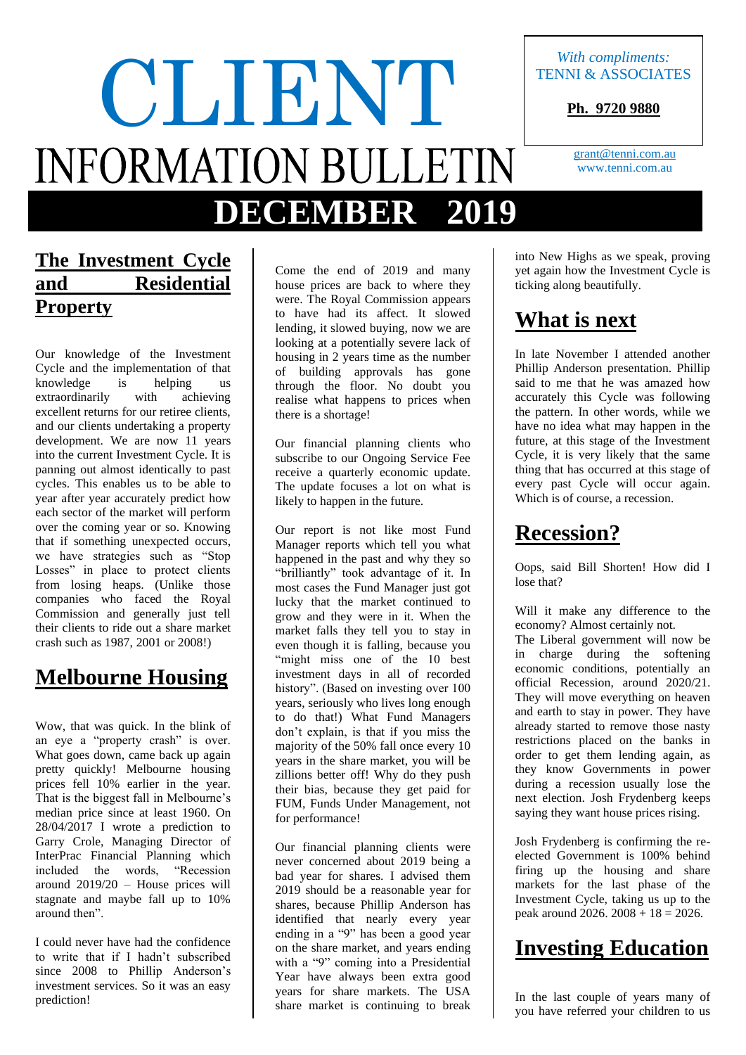# CLIENT INFORMATION BULLETIN

## DECEMBER 2019

*With compliments:*
TENNI & ASSOCIATES

**Ph. 9720 9880**

grant@tenni.com.au
www.tenni.com.au

## The Investment Cycle and Residential Property

Our knowledge of the Investment Cycle and the implementation of that knowledge is helping us extraordinarily with achieving excellent returns for our retiree clients, and our clients undertaking a property development. We are now 11 years into the current Investment Cycle. It is panning out almost identically to past cycles. This enables us to be able to year after year accurately predict how each sector of the market will perform over the coming year or so. Knowing that if something unexpected occurs, we have strategies such as "Stop Losses" in place to protect clients from losing heaps. (Unlike those companies who faced the Royal Commission and generally just tell their clients to ride out a share market crash such as 1987, 2001 or 2008!)

## Melbourne Housing

Wow, that was quick. In the blink of an eye a "property crash" is over. What goes down, came back up again pretty quickly! Melbourne housing prices fell 10% earlier in the year. That is the biggest fall in Melbourne's median price since at least 1960. On 28/04/2017 I wrote a prediction to Garry Crole, Managing Director of InterPrac Financial Planning which included the words, "Recession around 2019/20 – House prices will stagnate and maybe fall up to 10% around then".

I could never have had the confidence to write that if I hadn't subscribed since 2008 to Phillip Anderson's investment services. So it was an easy prediction!

Come the end of 2019 and many house prices are back to where they were. The Royal Commission appears to have had its affect. It slowed lending, it slowed buying, now we are looking at a potentially severe lack of housing in 2 years time as the number of building approvals has gone through the floor. No doubt you realise what happens to prices when there is a shortage!

Our financial planning clients who subscribe to our Ongoing Service Fee receive a quarterly economic update. The update focuses a lot on what is likely to happen in the future.

Our report is not like most Fund Manager reports which tell you what happened in the past and why they so "brilliantly" took advantage of it. In most cases the Fund Manager just got lucky that the market continued to grow and they were in it. When the market falls they tell you to stay in even though it is falling, because you "might miss one of the 10 best investment days in all of recorded history". (Based on investing over 100 years, seriously who lives long enough to do that!) What Fund Managers don't explain, is that if you miss the majority of the 50% fall once every 10 years in the share market, you will be zillions better off! Why do they push their bias, because they get paid for FUM, Funds Under Management, not for performance!

Our financial planning clients were never concerned about 2019 being a bad year for shares. I advised them 2019 should be a reasonable year for shares, because Phillip Anderson has identified that nearly every year ending in a "9" has been a good year on the share market, and years ending with a "9" coming into a Presidential Year have always been extra good years for share markets. The USA share market is continuing to break into New Highs as we speak, proving yet again how the Investment Cycle is ticking along beautifully.

## What is next

In late November I attended another Phillip Anderson presentation. Phillip said to me that he was amazed how accurately this Cycle was following the pattern. In other words, while we have no idea what may happen in the future, at this stage of the Investment Cycle, it is very likely that the same thing that has occurred at this stage of every past Cycle will occur again. Which is of course, a recession.

## Recession?

Oops, said Bill Shorten! How did I lose that?

Will it make any difference to the economy? Almost certainly not.
The Liberal government will now be in charge during the softening economic conditions, potentially an official Recession, around 2020/21. They will move everything on heaven and earth to stay in power. They have already started to remove those nasty restrictions placed on the banks in order to get them lending again, as they know Governments in power during a recession usually lose the next election. Josh Frydenberg keeps saying they want house prices rising.

Josh Frydenberg is confirming the re-elected Government is 100% behind firing up the housing and share markets for the last phase of the Investment Cycle, taking us up to the peak around 2026. 2008 + 18 = 2026.

## Investing Education

In the last couple of years many of you have referred your children to us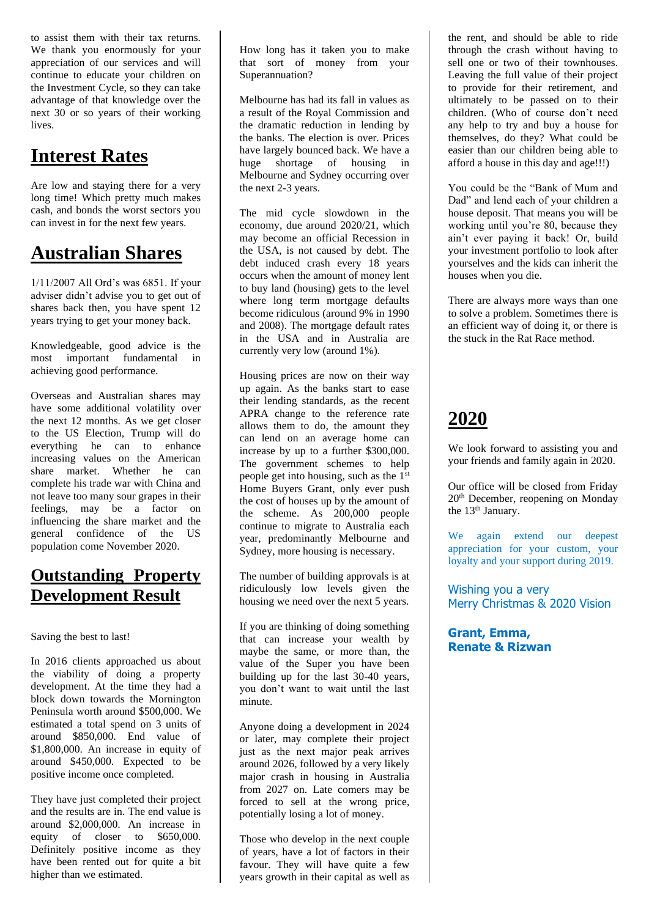to assist them with their tax returns. We thank you enormously for your appreciation of our services and will continue to educate your children on the Investment Cycle, so they can take advantage of that knowledge over the next 30 or so years of their working lives.

## Interest Rates

Are low and staying there for a very long time! Which pretty much makes cash, and bonds the worst sectors you can invest in for the next few years.

## Australian Shares

1/11/2007 All Ord's was 6851. If your adviser didn't advise you to get out of shares back then, you have spent 12 years trying to get your money back.

Knowledgeable, good advice is the most important fundamental in achieving good performance.

Overseas and Australian shares may have some additional volatility over the next 12 months. As we get closer to the US Election, Trump will do everything he can to enhance increasing values on the American share market. Whether he can complete his trade war with China and not leave too many sour grapes in their feelings, may be a factor on influencing the share market and the general confidence of the US population come November 2020.

## Outstanding Property Development Result

Saving the best to last!

In 2016 clients approached us about the viability of doing a property development. At the time they had a block down towards the Mornington Peninsula worth around $500,000. We estimated a total spend on 3 units of around $850,000. End value of $1,800,000. An increase in equity of around $450,000. Expected to be positive income once completed.

They have just completed their project and the results are in. The end value is around $2,000,000. An increase in equity of closer to $650,000. Definitely positive income as they have been rented out for quite a bit higher than we estimated.

How long has it taken you to make that sort of money from your Superannuation?

Melbourne has had its fall in values as a result of the Royal Commission and the dramatic reduction in lending by the banks. The election is over. Prices have largely bounced back. We have a huge shortage of housing in Melbourne and Sydney occurring over the next 2-3 years.

The mid cycle slowdown in the economy, due around 2020/21, which may become an official Recession in the USA, is not caused by debt. The debt induced crash every 18 years occurs when the amount of money lent to buy land (housing) gets to the level where long term mortgage defaults become ridiculous (around 9% in 1990 and 2008). The mortgage default rates in the USA and in Australia are currently very low (around 1%).

Housing prices are now on their way up again. As the banks start to ease their lending standards, as the recent APRA change to the reference rate allows them to do, the amount they can lend on an average home can increase by up to a further $300,000. The government schemes to help people get into housing, such as the 1st Home Buyers Grant, only ever push the cost of houses up by the amount of the scheme. As 200,000 people continue to migrate to Australia each year, predominantly Melbourne and Sydney, more housing is necessary.

The number of building approvals is at ridiculously low levels given the housing we need over the next 5 years.

If you are thinking of doing something that can increase your wealth by maybe the same, or more than, the value of the Super you have been building up for the last 30-40 years, you don't want to wait until the last minute.

Anyone doing a development in 2024 or later, may complete their project just as the next major peak arrives around 2026, followed by a very likely major crash in housing in Australia from 2027 on. Late comers may be forced to sell at the wrong price, potentially losing a lot of money.

Those who develop in the next couple of years, have a lot of factors in their favour. They will have quite a few years growth in their capital as well as the rent, and should be able to ride through the crash without having to sell one or two of their townhouses. Leaving the full value of their project to provide for their retirement, and ultimately to be passed on to their children. (Who of course don't need any help to try and buy a house for themselves, do they? What could be easier than our children being able to afford a house in this day and age!!!)

You could be the "Bank of Mum and Dad" and lend each of your children a house deposit. That means you will be working until you're 80, because they ain't ever paying it back! Or, build your investment portfolio to look after yourselves and the kids can inherit the houses when you die.

There are always more ways than one to solve a problem. Sometimes there is an efficient way of doing it, or there is the stuck in the Rat Race method.

## 2020

We look forward to assisting you and your friends and family again in 2020.

Our office will be closed from Friday 20th December, reopening on Monday the 13th January.

We again extend our deepest appreciation for your custom, your loyalty and your support during 2019.

Wishing you a very
Merry Christmas & 2020 Vision

**Grant, Emma,**
**Renate & Rizwan**